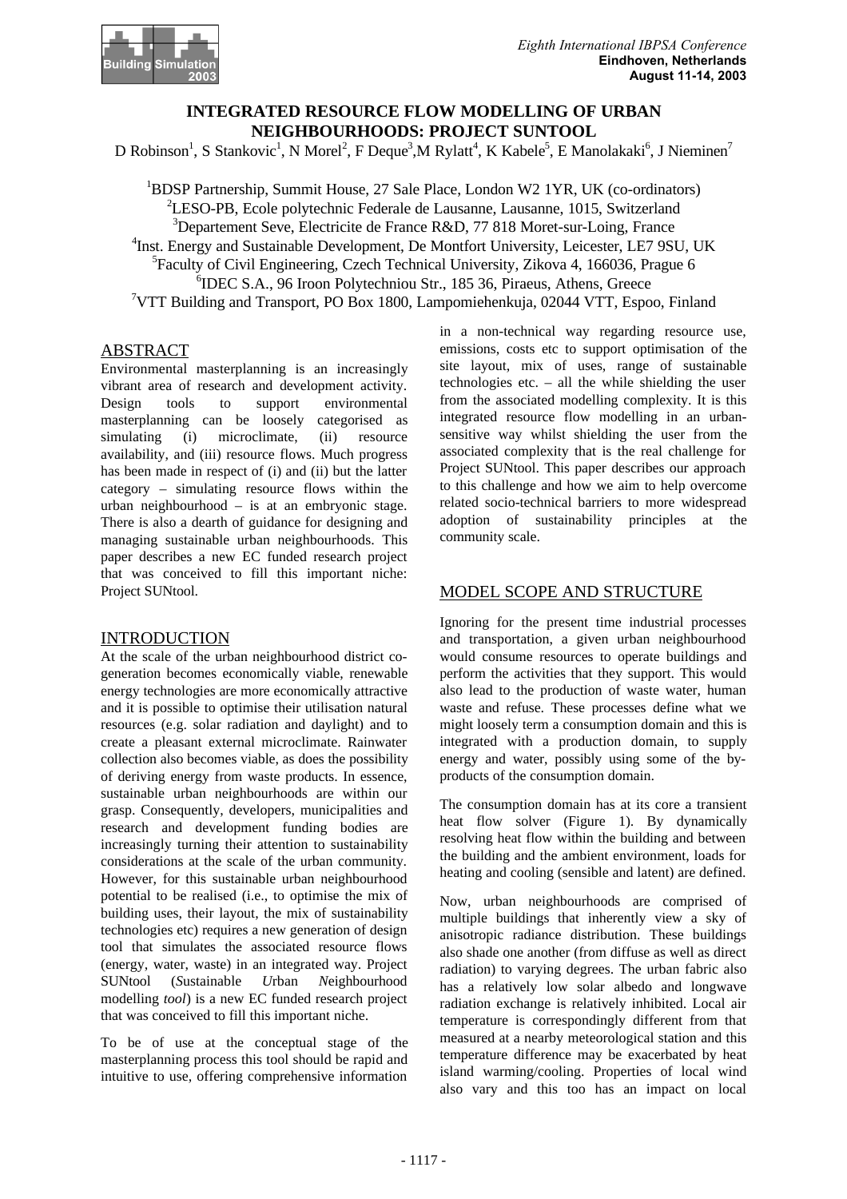# INTEGRATED RESOURCE FLOW MODELLING OF URBAN NEIGHBOURHOODS: PROJECT SUNTOOL

D Robinson[1], S Stankovic[1], N Morel[2], F Deque[3], M Rylatt[4], K Kabele[5], E Manolakaki[6], J Nieminen[7]

[1]BDSP Partnership, Summit House, 27 Sale Place, London W2 1YR, UK (co-ordinators)
[2]LESO-PB, Ecole polytechnic Federale de Lausanne, Lausanne, 1015, Switzerland
[3]Departement Seve, Electricite de France R&D, 77 818 Moret-sur-Loing, France
[4]Inst. Energy and Sustainable Development, De Montfort University, Leicester, LE7 9SU, UK
[5]Faculty of Civil Engineering, Czech Technical University, Zikova 4, 166036, Prague 6
[6]IDEC S.A., 96 Iroon Polytechniou Str., 185 36, Piraeus, Athens, Greece
[7]VTT Building and Transport, PO Box 1800, Lampomiehenkuja, 02044 VTT, Espoo, Finland

## ABSTRACT

Environmental masterplanning is an increasingly vibrant area of research and development activity. Design tools to support environmental masterplanning can be loosely categorised as simulating (i) microclimate, (ii) resource availability, and (iii) resource flows. Much progress has been made in respect of (i) and (ii) but the latter category – simulating resource flows within the urban neighbourhood – is at an embryonic stage. There is also a dearth of guidance for designing and managing sustainable urban neighbourhoods. This paper describes a new EC funded research project that was conceived to fill this important niche: Project SUNtool.

## INTRODUCTION

At the scale of the urban neighbourhood district co-generation becomes economically viable, renewable energy technologies are more economically attractive and it is possible to optimise their utilisation natural resources (e.g. solar radiation and daylight) and to create a pleasant external microclimate. Rainwater collection also becomes viable, as does the possibility of deriving energy from waste products. In essence, sustainable urban neighbourhoods are within our grasp. Consequently, developers, municipalities and research and development funding bodies are increasingly turning their attention to sustainability considerations at the scale of the urban community. However, for this sustainable urban neighbourhood potential to be realised (i.e., to optimise the mix of building uses, their layout, the mix of sustainability technologies etc) requires a new generation of design tool that simulates the associated resource flows (energy, water, waste) in an integrated way. Project SUNtool (*S*ustainable *U*rban *N*eighbourhood modelling *tool*) is a new EC funded research project that was conceived to fill this important niche.

To be of use at the conceptual stage of the masterplanning process this tool should be rapid and intuitive to use, offering comprehensive information in a non-technical way regarding resource use, emissions, costs etc to support optimisation of the site layout, mix of uses, range of sustainable technologies etc. – all the while shielding the user from the associated modelling complexity. It is this integrated resource flow modelling in an urban-sensitive way whilst shielding the user from the associated complexity that is the real challenge for Project SUNtool. This paper describes our approach to this challenge and how we aim to help overcome related socio-technical barriers to more widespread adoption of sustainability principles at the community scale.

## MODEL SCOPE AND STRUCTURE

Ignoring for the present time industrial processes and transportation, a given urban neighbourhood would consume resources to operate buildings and perform the activities that they support. This would also lead to the production of waste water, human waste and refuse. These processes define what we might loosely term a consumption domain and this is integrated with a production domain, to supply energy and water, possibly using some of the by-products of the consumption domain.

The consumption domain has at its core a transient heat flow solver (Figure 1). By dynamically resolving heat flow within the building and between the building and the ambient environment, loads for heating and cooling (sensible and latent) are defined.

Now, urban neighbourhoods are comprised of multiple buildings that inherently view a sky of anisotropic radiance distribution. These buildings also shade one another (from diffuse as well as direct radiation) to varying degrees. The urban fabric also has a relatively low solar albedo and longwave radiation exchange is relatively inhibited. Local air temperature is correspondingly different from that measured at a nearby meteorological station and this temperature difference may be exacerbated by heat island warming/cooling. Properties of local wind also vary and this too has an impact on local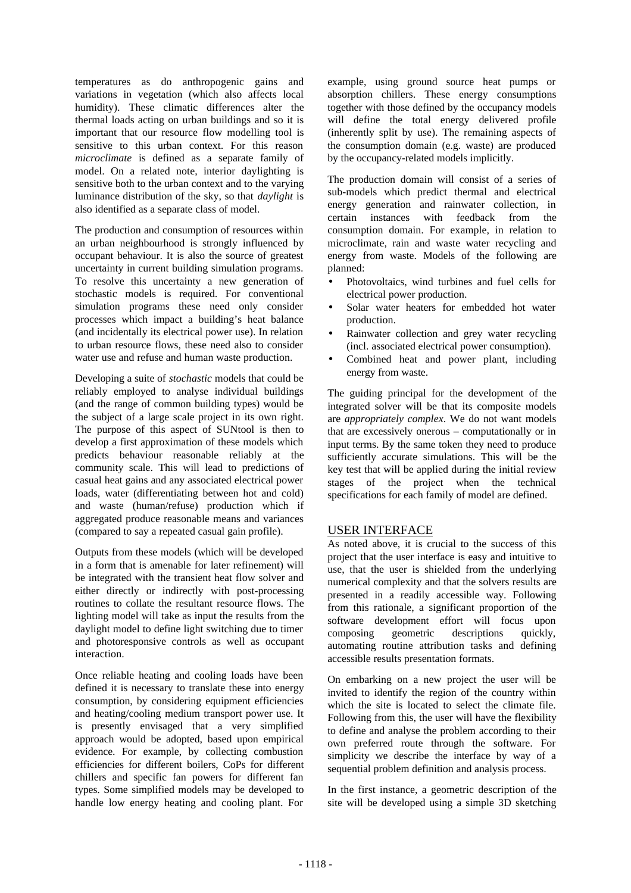temperatures as do anthropogenic gains and variations in vegetation (which also affects local humidity). These climatic differences alter the thermal loads acting on urban buildings and so it is important that our resource flow modelling tool is sensitive to this urban context. For this reason *microclimate* is defined as a separate family of model. On a related note, interior daylighting is sensitive both to the urban context and to the varying luminance distribution of the sky, so that *daylight* is also identified as a separate class of model.

The production and consumption of resources within an urban neighbourhood is strongly influenced by occupant behaviour. It is also the source of greatest uncertainty in current building simulation programs. To resolve this uncertainty a new generation of stochastic models is required. For conventional simulation programs these need only consider processes which impact a building's heat balance (and incidentally its electrical power use). In relation to urban resource flows, these need also to consider water use and refuse and human waste production.

Developing a suite of *stochastic* models that could be reliably employed to analyse individual buildings (and the range of common building types) would be the subject of a large scale project in its own right. The purpose of this aspect of SUNtool is then to develop a first approximation of these models which predicts behaviour reasonable reliably at the community scale. This will lead to predictions of casual heat gains and any associated electrical power loads, water (differentiating between hot and cold) and waste (human/refuse) production which if aggregated produce reasonable means and variances (compared to say a repeated casual gain profile).

Outputs from these models (which will be developed in a form that is amenable for later refinement) will be integrated with the transient heat flow solver and either directly or indirectly with post-processing routines to collate the resultant resource flows. The lighting model will take as input the results from the daylight model to define light switching due to timer and photoresponsive controls as well as occupant interaction.

Once reliable heating and cooling loads have been defined it is necessary to translate these into energy consumption, by considering equipment efficiencies and heating/cooling medium transport power use. It is presently envisaged that a very simplified approach would be adopted, based upon empirical evidence. For example, by collecting combustion efficiencies for different boilers, CoPs for different chillers and specific fan powers for different fan types. Some simplified models may be developed to handle low energy heating and cooling plant. For example, using ground source heat pumps or absorption chillers. These energy consumptions together with those defined by the occupancy models will define the total energy delivered profile (inherently split by use). The remaining aspects of the consumption domain (e.g. waste) are produced by the occupancy-related models implicitly.

The production domain will consist of a series of sub-models which predict thermal and electrical energy generation and rainwater collection, in certain instances with feedback from the consumption domain. For example, in relation to microclimate, rain and waste water recycling and energy from waste. Models of the following are planned:

- Photovoltaics, wind turbines and fuel cells for electrical power production.
- Solar water heaters for embedded hot water production.
- Rainwater collection and grey water recycling (incl. associated electrical power consumption).
- Combined heat and power plant, including energy from waste.

The guiding principal for the development of the integrated solver will be that its composite models are *appropriately complex*. We do not want models that are excessively onerous – computationally or in input terms. By the same token they need to produce sufficiently accurate simulations. This will be the key test that will be applied during the initial review stages of the project when the technical specifications for each family of model are defined.

## USER INTERFACE

As noted above, it is crucial to the success of this project that the user interface is easy and intuitive to use, that the user is shielded from the underlying numerical complexity and that the solvers results are presented in a readily accessible way. Following from this rationale, a significant proportion of the software development effort will focus upon composing geometric descriptions quickly, automating routine attribution tasks and defining accessible results presentation formats.

On embarking on a new project the user will be invited to identify the region of the country within which the site is located to select the climate file. Following from this, the user will have the flexibility to define and analyse the problem according to their own preferred route through the software. For simplicity we describe the interface by way of a sequential problem definition and analysis process.

In the first instance, a geometric description of the site will be developed using a simple 3D sketching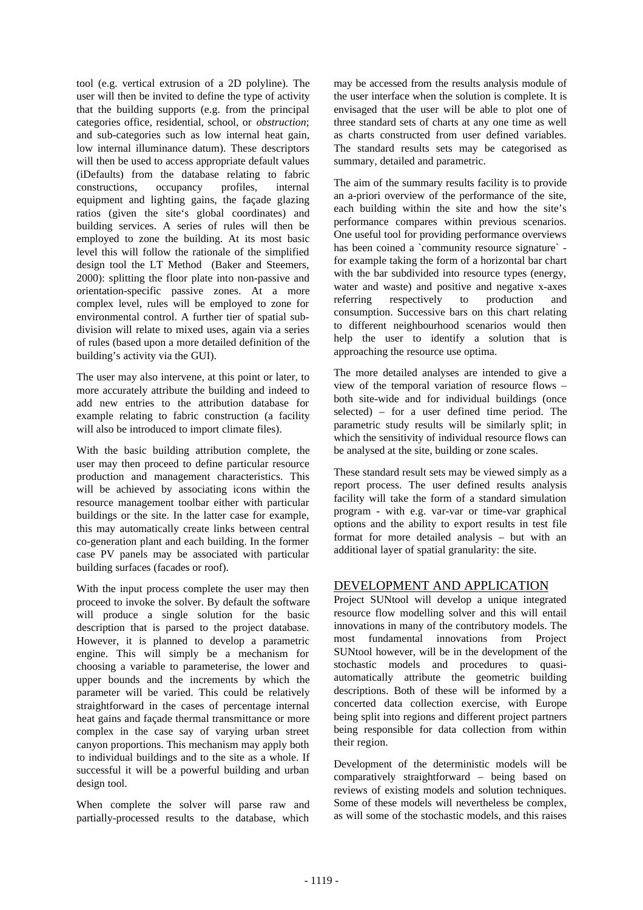tool (e.g. vertical extrusion of a 2D polyline). The user will then be invited to define the type of activity that the building supports (e.g. from the principal categories office, residential, school, or *obstruction*; and sub-categories such as low internal heat gain, low internal illuminance datum). These descriptors will then be used to access appropriate default values (iDefaults) from the database relating to fabric constructions, occupancy profiles, internal equipment and lighting gains, the façade glazing ratios (given the site's global coordinates) and building services. A series of rules will then be employed to zone the building. At its most basic level this will follow the rationale of the simplified design tool the LT Method (Baker and Steemers, 2000): splitting the floor plate into non-passive and orientation-specific passive zones. At a more complex level, rules will be employed to zone for environmental control. A further tier of spatial sub-division will relate to mixed uses, again via a series of rules (based upon a more detailed definition of the building's activity via the GUI).

The user may also intervene, at this point or later, to more accurately attribute the building and indeed to add new entries to the attribution database for example relating to fabric construction (a facility will also be introduced to import climate files).

With the basic building attribution complete, the user may then proceed to define particular resource production and management characteristics. This will be achieved by associating icons within the resource management toolbar either with particular buildings or the site. In the latter case for example, this may automatically create links between central co-generation plant and each building. In the former case PV panels may be associated with particular building surfaces (facades or roof).

With the input process complete the user may then proceed to invoke the solver. By default the software will produce a single solution for the basic description that is parsed to the project database. However, it is planned to develop a parametric engine. This will simply be a mechanism for choosing a variable to parameterise, the lower and upper bounds and the increments by which the parameter will be varied. This could be relatively straightforward in the cases of percentage internal heat gains and façade thermal transmittance or more complex in the case say of varying urban street canyon proportions. This mechanism may apply both to individual buildings and to the site as a whole. If successful it will be a powerful building and urban design tool.

When complete the solver will parse raw and partially-processed results to the database, which may be accessed from the results analysis module of the user interface when the solution is complete. It is envisaged that the user will be able to plot one of three standard sets of charts at any one time as well as charts constructed from user defined variables. The standard results sets may be categorised as summary, detailed and parametric.

The aim of the summary results facility is to provide an a-priori overview of the performance of the site, each building within the site and how the site's performance compares within previous scenarios. One useful tool for providing performance overviews has been coined a `community resource signature` - for example taking the form of a horizontal bar chart with the bar subdivided into resource types (energy, water and waste) and positive and negative x-axes referring respectively to production and consumption. Successive bars on this chart relating to different neighbourhood scenarios would then help the user to identify a solution that is approaching the resource use optima.

The more detailed analyses are intended to give a view of the temporal variation of resource flows – both site-wide and for individual buildings (once selected) – for a user defined time period. The parametric study results will be similarly split; in which the sensitivity of individual resource flows can be analysed at the site, building or zone scales.

These standard result sets may be viewed simply as a report process. The user defined results analysis facility will take the form of a standard simulation program - with e.g. var-var or time-var graphical options and the ability to export results in test file format for more detailed analysis – but with an additional layer of spatial granularity: the site.

## DEVELOPMENT AND APPLICATION

Project SUNtool will develop a unique integrated resource flow modelling solver and this will entail innovations in many of the contributory models. The most fundamental innovations from Project SUNtool however, will be in the development of the stochastic models and procedures to quasi-automatically attribute the geometric building descriptions. Both of these will be informed by a concerted data collection exercise, with Europe being split into regions and different project partners being responsible for data collection from within their region.

Development of the deterministic models will be comparatively straightforward – being based on reviews of existing models and solution techniques. Some of these models will nevertheless be complex, as will some of the stochastic models, and this raises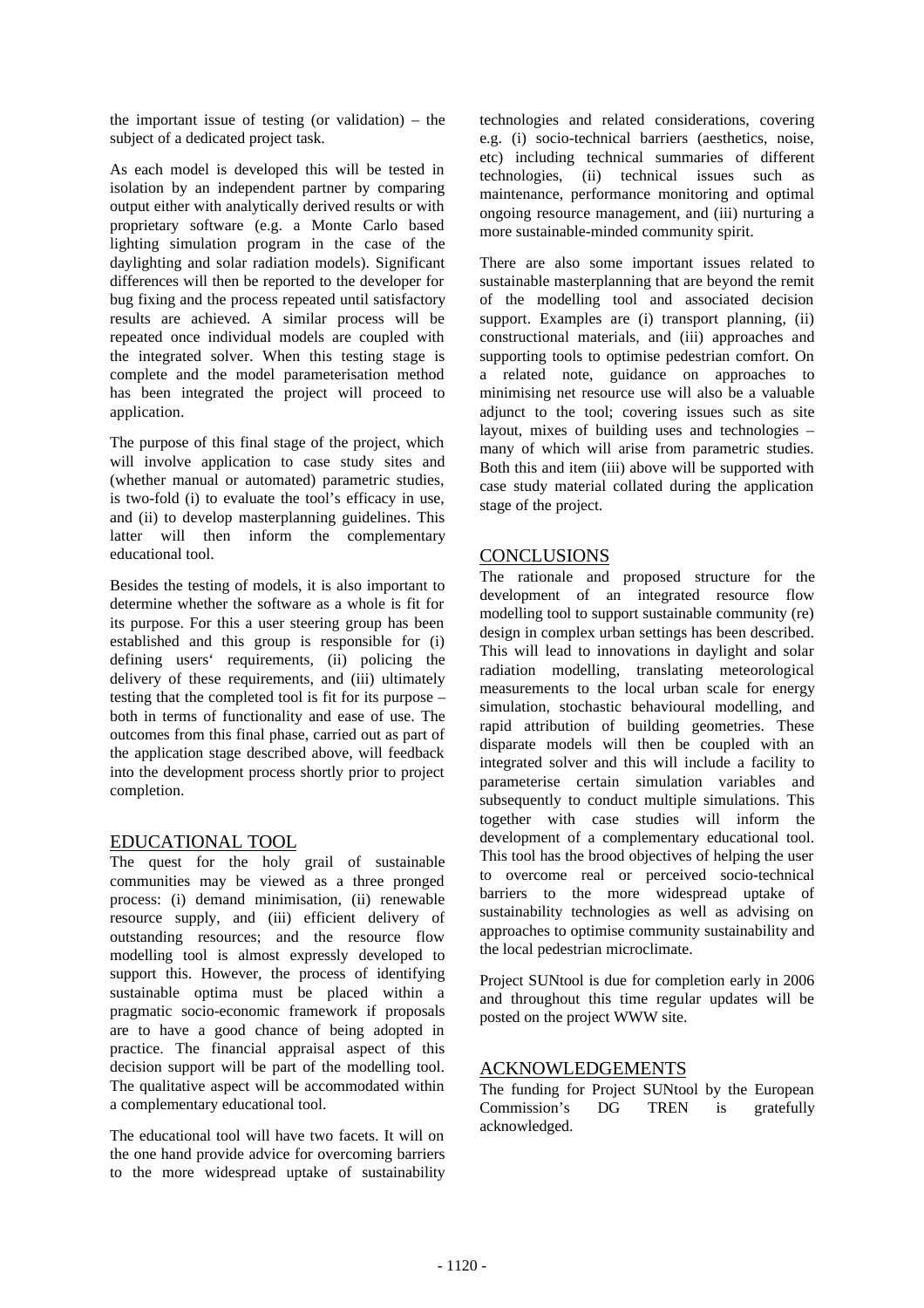the important issue of testing (or validation) – the subject of a dedicated project task.

As each model is developed this will be tested in isolation by an independent partner by comparing output either with analytically derived results or with proprietary software (e.g. a Monte Carlo based lighting simulation program in the case of the daylighting and solar radiation models). Significant differences will then be reported to the developer for bug fixing and the process repeated until satisfactory results are achieved. A similar process will be repeated once individual models are coupled with the integrated solver. When this testing stage is complete and the model parameterisation method has been integrated the project will proceed to application.

The purpose of this final stage of the project, which will involve application to case study sites and (whether manual or automated) parametric studies, is two-fold (i) to evaluate the tool's efficacy in use, and (ii) to develop masterplanning guidelines. This latter will then inform the complementary educational tool.

Besides the testing of models, it is also important to determine whether the software as a whole is fit for its purpose. For this a user steering group has been established and this group is responsible for (i) defining users' requirements, (ii) policing the delivery of these requirements, and (iii) ultimately testing that the completed tool is fit for its purpose – both in terms of functionality and ease of use. The outcomes from this final phase, carried out as part of the application stage described above, will feedback into the development process shortly prior to project completion.

## EDUCATIONAL TOOL

The quest for the holy grail of sustainable communities may be viewed as a three pronged process: (i) demand minimisation, (ii) renewable resource supply, and (iii) efficient delivery of outstanding resources; and the resource flow modelling tool is almost expressly developed to support this. However, the process of identifying sustainable optima must be placed within a pragmatic socio-economic framework if proposals are to have a good chance of being adopted in practice. The financial appraisal aspect of this decision support will be part of the modelling tool. The qualitative aspect will be accommodated within a complementary educational tool.

The educational tool will have two facets. It will on the one hand provide advice for overcoming barriers to the more widespread uptake of sustainability technologies and related considerations, covering e.g. (i) socio-technical barriers (aesthetics, noise, etc) including technical summaries of different technologies, (ii) technical issues such as maintenance, performance monitoring and optimal ongoing resource management, and (iii) nurturing a more sustainable-minded community spirit.

There are also some important issues related to sustainable masterplanning that are beyond the remit of the modelling tool and associated decision support. Examples are (i) transport planning, (ii) constructional materials, and (iii) approaches and supporting tools to optimise pedestrian comfort. On a related note, guidance on approaches to minimising net resource use will also be a valuable adjunct to the tool; covering issues such as site layout, mixes of building uses and technologies – many of which will arise from parametric studies. Both this and item (iii) above will be supported with case study material collated during the application stage of the project.

## CONCLUSIONS

The rationale and proposed structure for the development of an integrated resource flow modelling tool to support sustainable community (re) design in complex urban settings has been described. This will lead to innovations in daylight and solar radiation modelling, translating meteorological measurements to the local urban scale for energy simulation, stochastic behavioural modelling, and rapid attribution of building geometries. These disparate models will then be coupled with an integrated solver and this will include a facility to parameterise certain simulation variables and subsequently to conduct multiple simulations. This together with case studies will inform the development of a complementary educational tool. This tool has the brood objectives of helping the user to overcome real or perceived socio-technical barriers to the more widespread uptake of sustainability technologies as well as advising on approaches to optimise community sustainability and the local pedestrian microclimate.

Project SUNtool is due for completion early in 2006 and throughout this time regular updates will be posted on the project WWW site.

## ACKNOWLEDGEMENTS

The funding for Project SUNtool by the European Commission's DG TREN is gratefully acknowledged.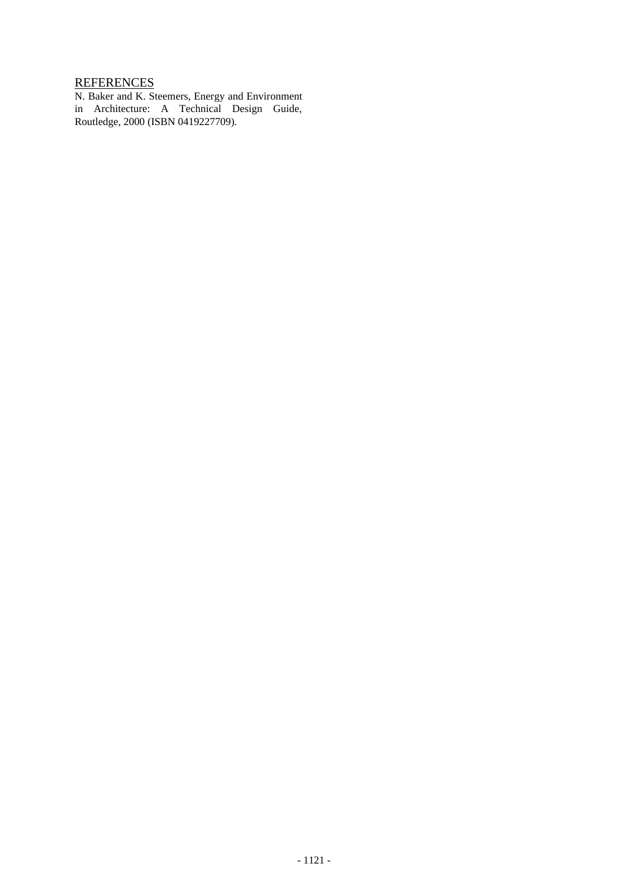## REFERENCES

N. Baker and K. Steemers, Energy and Environment in Architecture: A Technical Design Guide, Routledge, 2000 (ISBN 0419227709).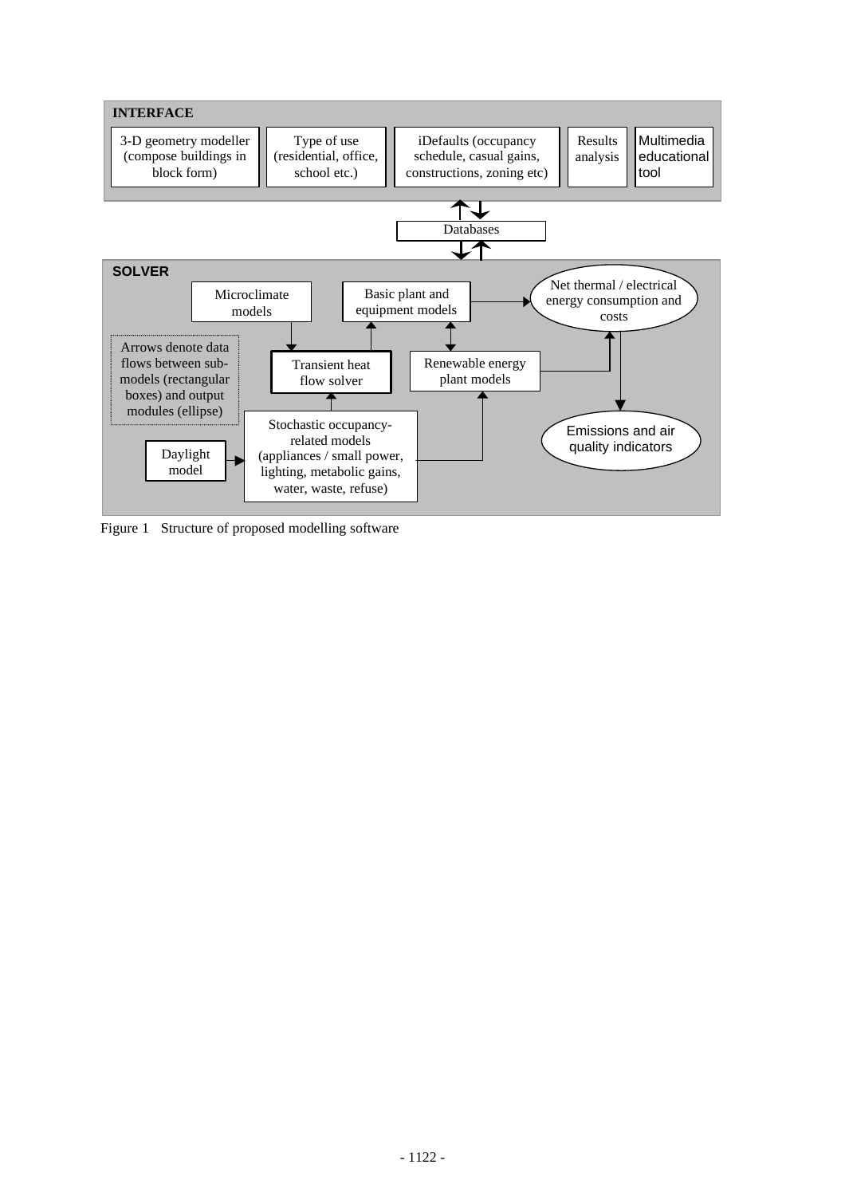INTERFACE

3-D geometry modeller (compose buildings in block form)

Type of use (residential, office, school etc.)

iDefaults (occupancy schedule, casual gains, constructions, zoning etc)

Results analysis

Multimedia educational tool

Databases

SOLVER

Microclimate models

Basic plant and equipment models

Net thermal / electrical energy consumption and costs

Arrows denote data flows between sub-models (rectangular boxes) and output modules (ellipse)

Transient heat flow solver

Renewable energy plant models

Emissions and air quality indicators

Daylight model

Stochastic occupancy-related models (appliances / small power, lighting, metabolic gains, water, waste, refuse)

Figure 1 Structure of proposed modelling software